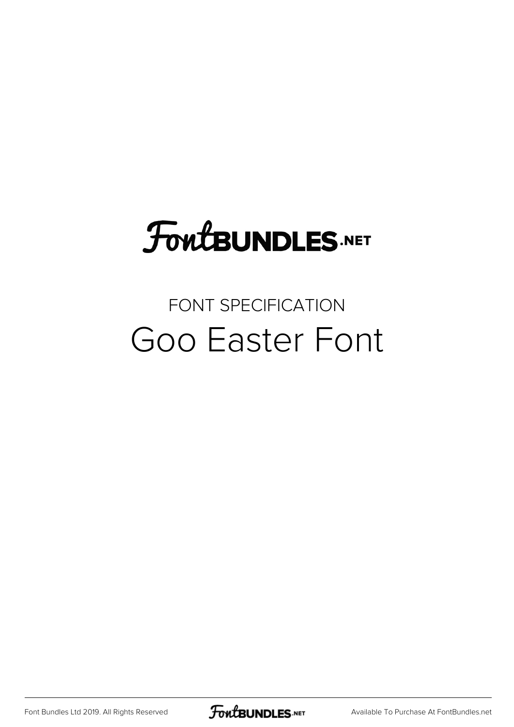# FontBUNDLES.NET

FONT SPECIFICATION

## Goo Easter Font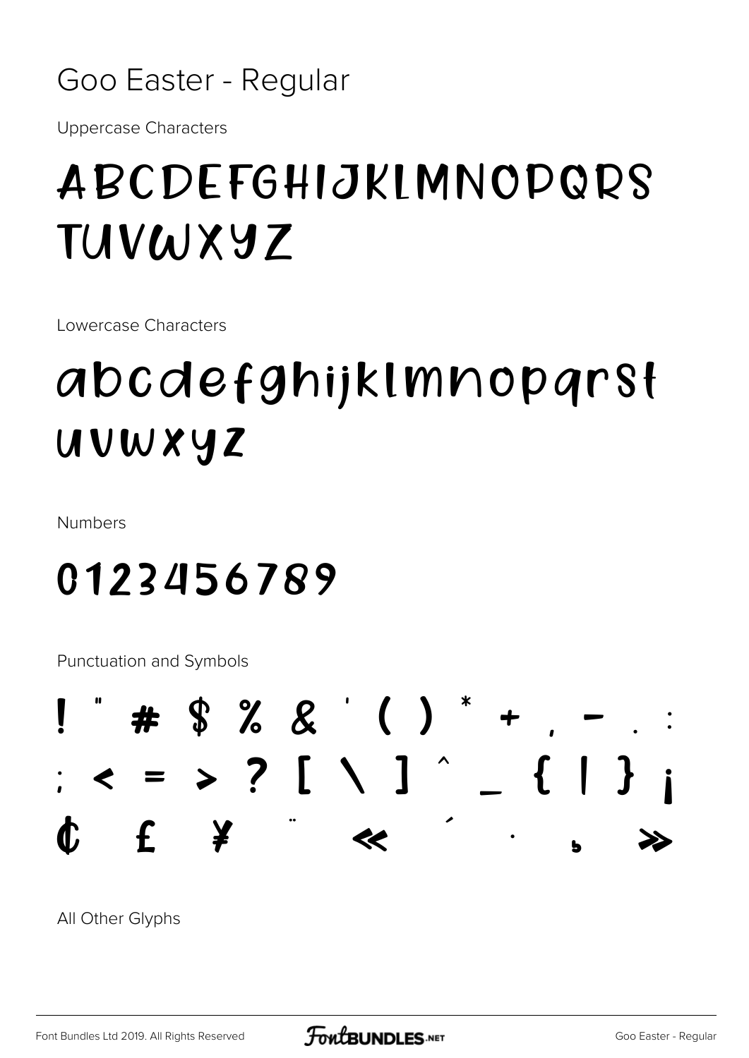# Goo Easter - Regular

Uppercase Characters

ABCDEFGHIJKLMNOPQRS
TUVWXYZ

Lowercase Characters

abcdefghijklmnopqrst
uvwxyz

Numbers

0123456789

Punctuation and Symbols

! " # $ % & ' ( ) * + , - . :
; < = > ? [ \ ] ^ _ { | } ¡
¢ £ ¥ ¨ « ´ · ¸ »

All Other Glyphs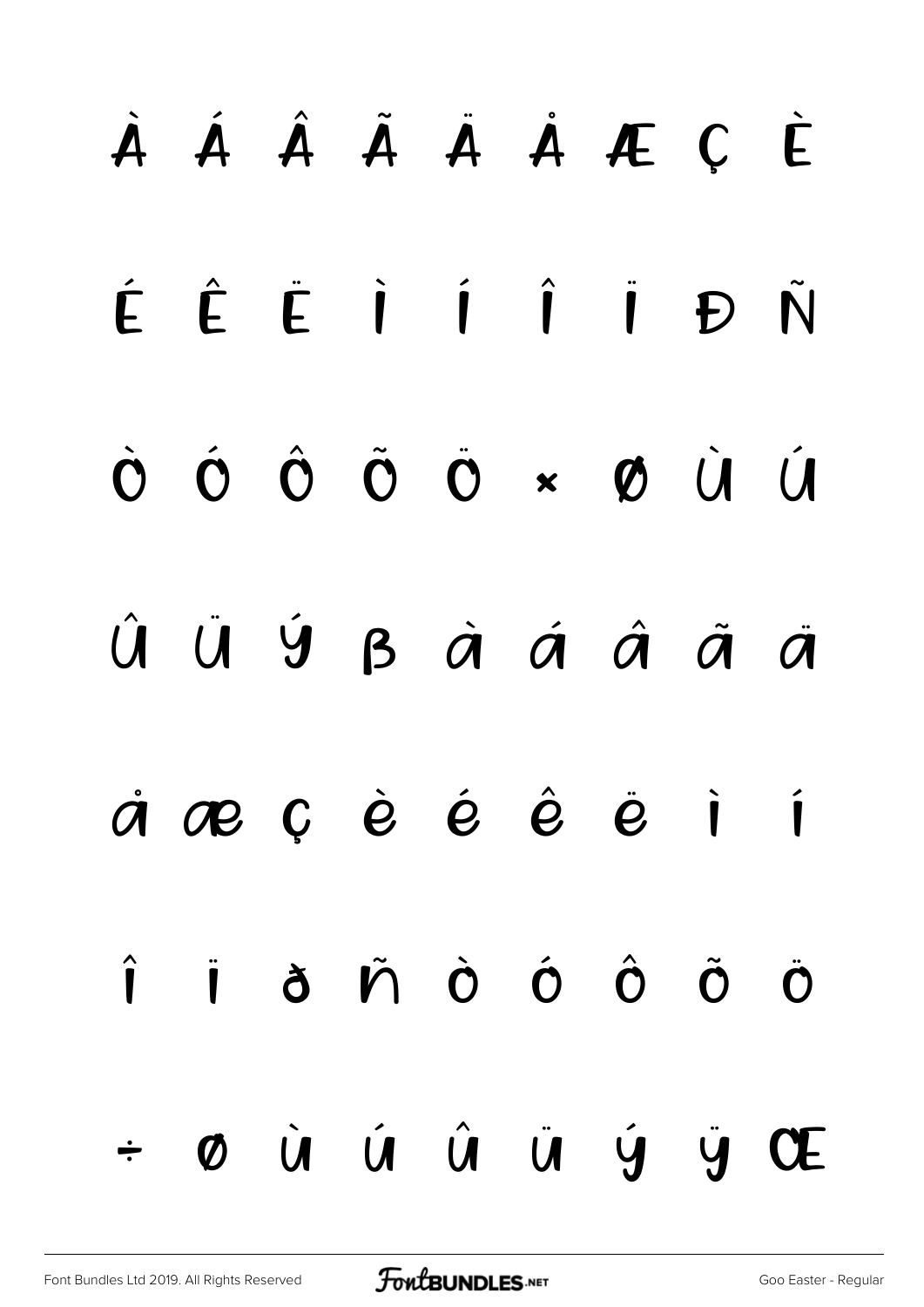À Á Â Ã Ä Å Æ Ç È

É Ê Ë Ì Í Î Ï Ð Ñ

Ò Ó Ô Õ Ö × Ø Ù Ú

Û Ü Ý ß à á â ã ä

å æ ç è é ê ë ì í

î ï ð ñ ò ó ô õ ö

÷ ø ù ú û ü ý ÿ Œ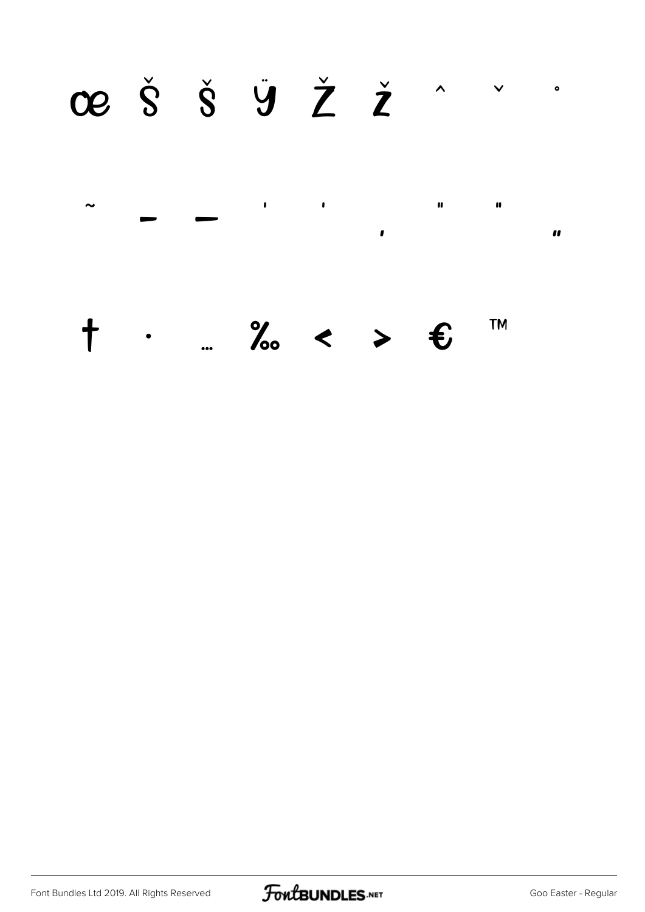œ Š š Ÿ Ž ž ˆ ˇ ˚

˜ – — ' ' ‚ " " „

† • … ‰ ‹ › € ™